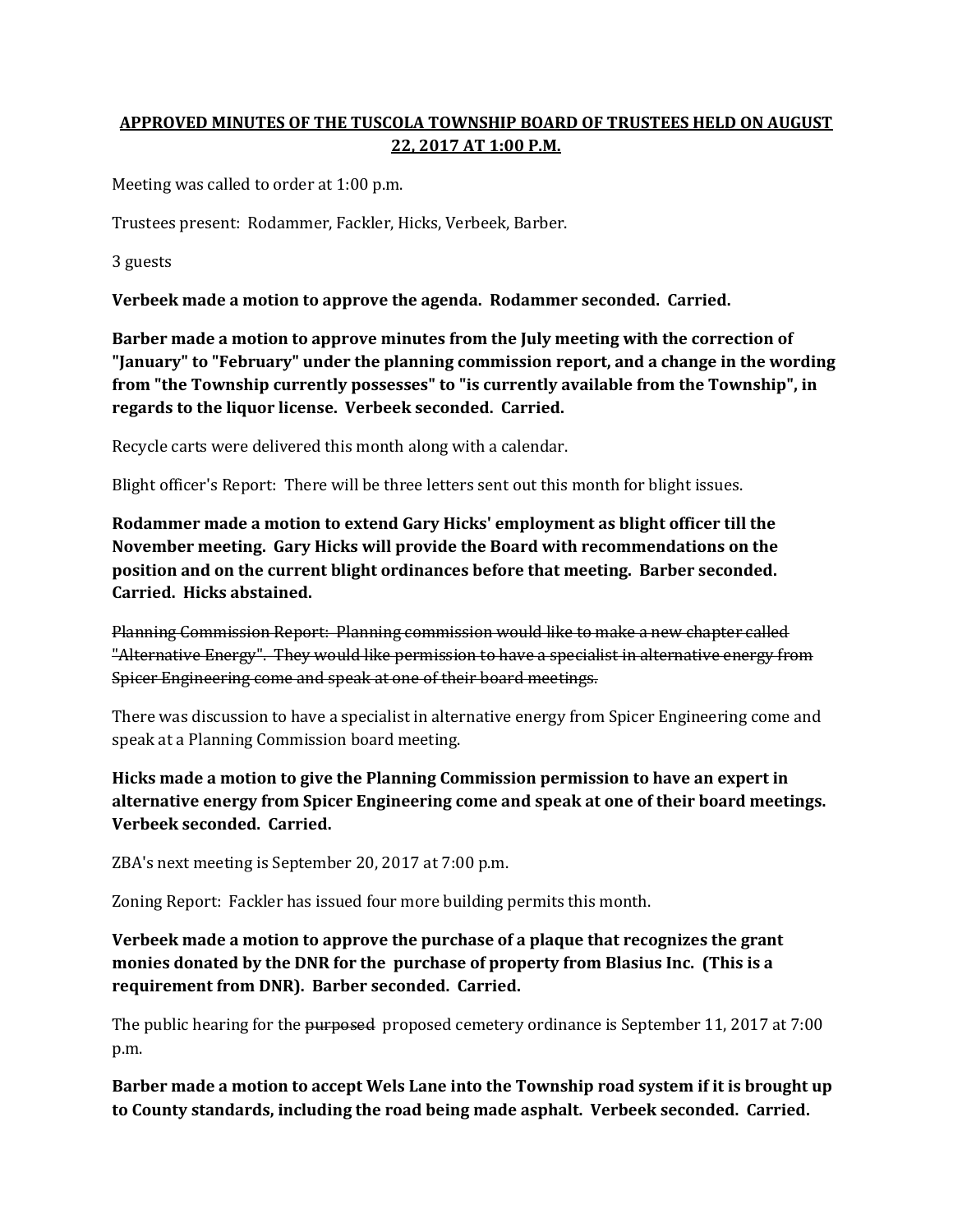# APPROVED MINUTES OF THE TUSCOLA TOWNSHIP BOARD OF TRUSTEES HELD ON AUGUST 22, 2017 AT 1:00 P.M.

Meeting was called to order at 1:00 p.m.

Trustees present: Rodammer, Fackler, Hicks, Verbeek, Barber.

3 guests

**Verbeek made a motion to approve the agenda. Rodammer seconded. Carried.**

**Barber made a motion to approve minutes from the July meeting with the correction of "January" to "February" under the planning commission report, and a change in the wording from "the Township currently possesses" to "is currently available from the Township", in regards to the liquor license. Verbeek seconded. Carried.**

Recycle carts were delivered this month along with a calendar.

Blight officer's Report: There will be three letters sent out this month for blight issues.

**Rodammer made a motion to extend Gary Hicks' employment as blight officer till the November meeting. Gary Hicks will provide the Board with recommendations on the position and on the current blight ordinances before that meeting. Barber seconded. Carried. Hicks abstained.**

~~Planning Commission Report: Planning commission would like to make a new chapter called "Alternative Energy". They would like permission to have a specialist in alternative energy from Spicer Engineering come and speak at one of their board meetings.~~

There was discussion to have a specialist in alternative energy from Spicer Engineering come and speak at a Planning Commission board meeting.

**Hicks made a motion to give the Planning Commission permission to have an expert in alternative energy from Spicer Engineering come and speak at one of their board meetings. Verbeek seconded. Carried.**

ZBA's next meeting is September 20, 2017 at 7:00 p.m.

Zoning Report: Fackler has issued four more building permits this month.

**Verbeek made a motion to approve the purchase of a plaque that recognizes the grant monies donated by the DNR for the purchase of property from Blasius Inc. (This is a requirement from DNR). Barber seconded. Carried.**

The public hearing for the ~~purposed~~ proposed cemetery ordinance is September 11, 2017 at 7:00 p.m.

**Barber made a motion to accept Wels Lane into the Township road system if it is brought up to County standards, including the road being made asphalt. Verbeek seconded. Carried.**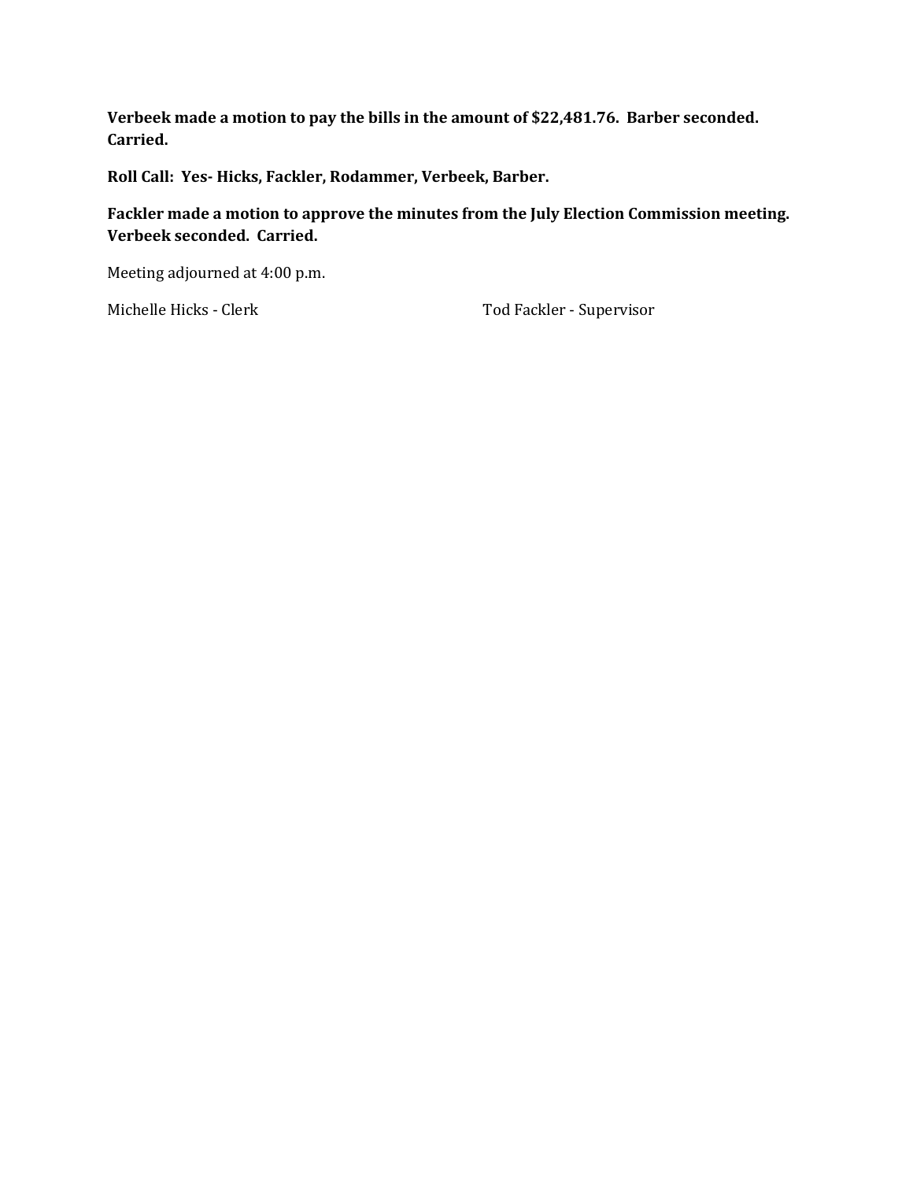**Verbeek made a motion to pay the bills in the amount of $22,481.76. Barber seconded. Carried.**

**Roll Call: Yes- Hicks, Fackler, Rodammer, Verbeek, Barber.**

**Fackler made a motion to approve the minutes from the July Election Commission meeting. Verbeek seconded. Carried.**

Meeting adjourned at 4:00 p.m.

Michelle Hicks - Clerk

Tod Fackler - Supervisor